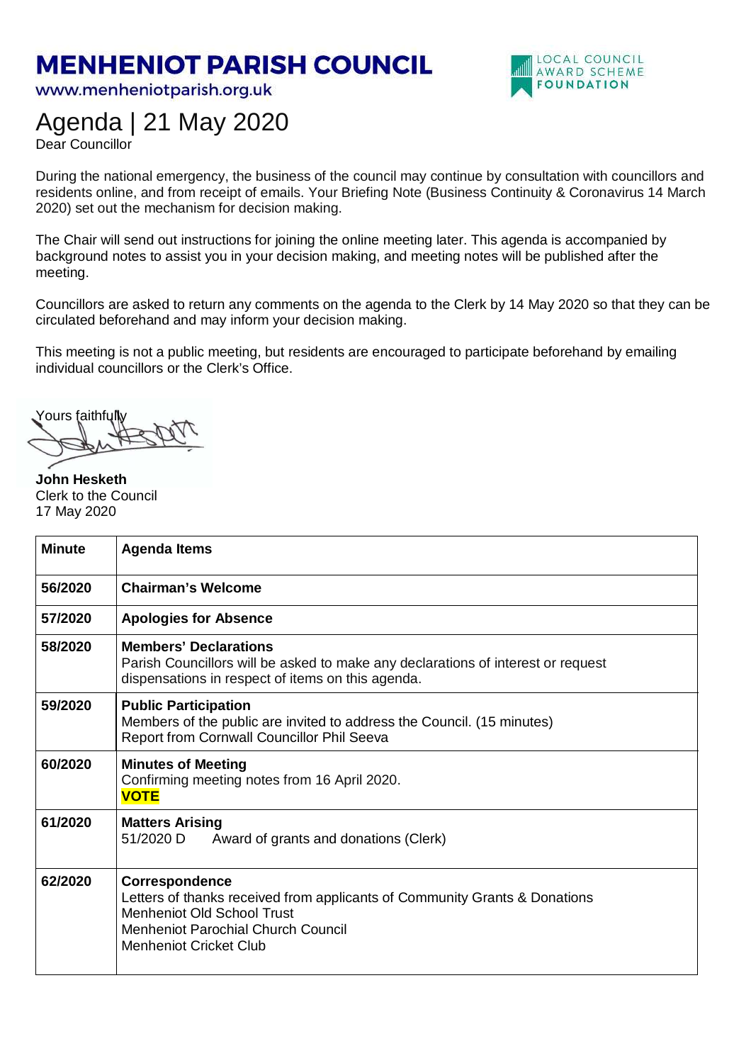# MENHENIOT PARISH COUNCIL

www.menheniotparish.org.uk

LOCAL COUNCIL AWARD SCHEME FOUNDATION

# Agenda | 21 May 2020

Dear Councillor

During the national emergency, the business of the council may continue by consultation with councillors and residents online, and from receipt of emails. Your Briefing Note (Business Continuity & Coronavirus 14 March 2020) set out the mechanism for decision making.

The Chair will send out instructions for joining the online meeting later. This agenda is accompanied by background notes to assist you in your decision making, and meeting notes will be published after the meeting.

Councillors are asked to return any comments on the agenda to the Clerk by 14 May 2020 so that they can be circulated beforehand and may inform your decision making.

This meeting is not a public meeting, but residents are encouraged to participate beforehand by emailing individual councillors or the Clerk's Office.

Yours faithfully

**John Hesketh**
Clerk to the Council
17 May 2020

| Minute | Agenda Items |
|---|---|
| **56/2020** | **Chairman's Welcome** |
| **57/2020** | **Apologies for Absence** |
| **58/2020** | **Members' Declarations**<br>Parish Councillors will be asked to make any declarations of interest or request dispensations in respect of items on this agenda. |
| **59/2020** | **Public Participation**<br>Members of the public are invited to address the Council. (15 minutes)<br>Report from Cornwall Councillor Phil Seeva |
| **60/2020** | **Minutes of Meeting**<br>Confirming meeting notes from 16 April 2020.<br>**VOTE** |
| **61/2020** | **Matters Arising**<br>51/2020 D Award of grants and donations (Clerk) |
| **62/2020** | **Correspondence**<br>Letters of thanks received from applicants of Community Grants & Donations<br>Menheniot Old School Trust<br>Menheniot Parochial Church Council<br>Menheniot Cricket Club |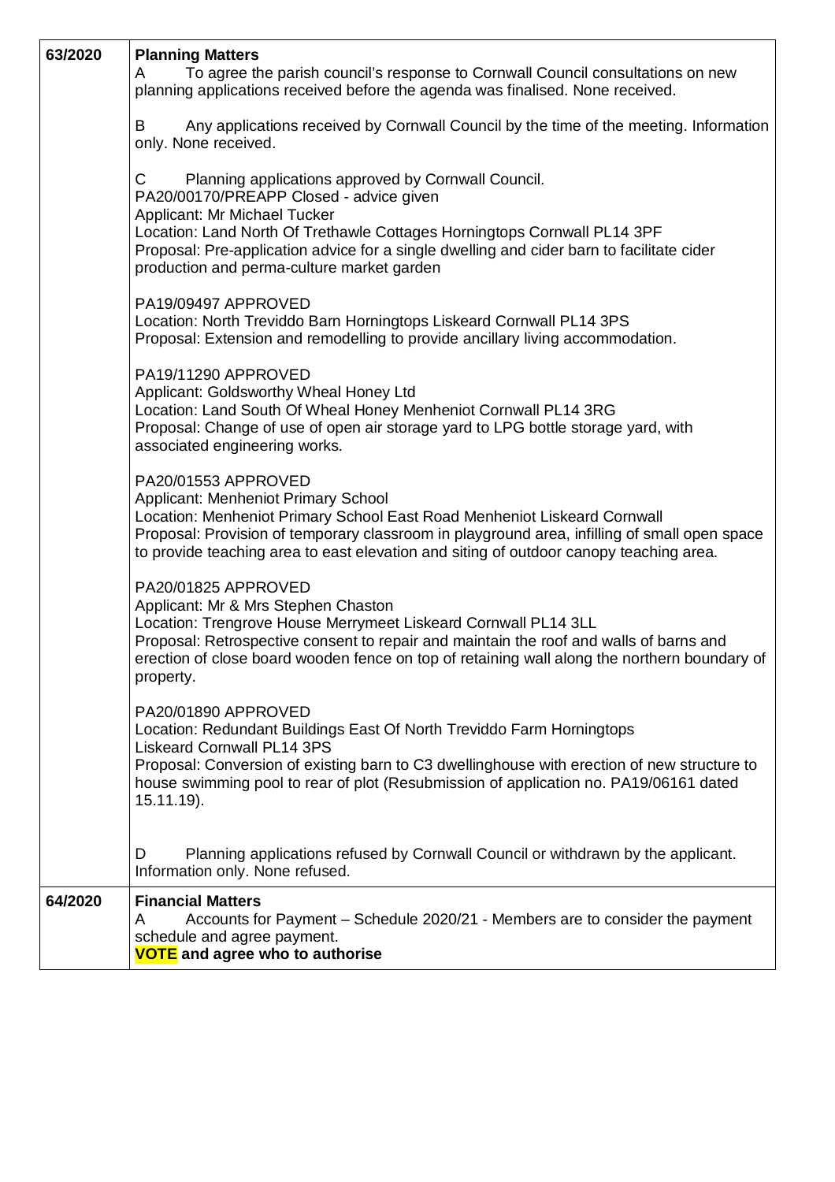| | |
|---|---|
| 63/2020 | **Planning Matters**<br>A To agree the parish council's response to Cornwall Council consultations on new planning applications received before the agenda was finalised. None received.<br><br>B Any applications received by Cornwall Council by the time of the meeting. Information only. None received.<br><br>C Planning applications approved by Cornwall Council.<br>PA20/00170/PREAPP Closed - advice given<br>Applicant: Mr Michael Tucker<br>Location: Land North Of Trethawle Cottages Horningtops Cornwall PL14 3PF<br>Proposal: Pre-application advice for a single dwelling and cider barn to facilitate cider production and perma-culture market garden<br><br>PA19/09497 APPROVED<br>Location: North Treviddo Barn Horningtops Liskeard Cornwall PL14 3PS<br>Proposal: Extension and remodelling to provide ancillary living accommodation.<br><br>PA19/11290 APPROVED<br>Applicant: Goldsworthy Wheal Honey Ltd<br>Location: Land South Of Wheal Honey Menheniot Cornwall PL14 3RG<br>Proposal: Change of use of open air storage yard to LPG bottle storage yard, with associated engineering works.<br><br>PA20/01553 APPROVED<br>Applicant: Menheniot Primary School<br>Location: Menheniot Primary School East Road Menheniot Liskeard Cornwall<br>Proposal: Provision of temporary classroom in playground area, infilling of small open space to provide teaching area to east elevation and siting of outdoor canopy teaching area.<br><br>PA20/01825 APPROVED<br>Applicant: Mr & Mrs Stephen Chaston<br>Location: Trengrove House Merrymeet Liskeard Cornwall PL14 3LL<br>Proposal: Retrospective consent to repair and maintain the roof and walls of barns and erection of close board wooden fence on top of retaining wall along the northern boundary of property.<br><br>PA20/01890 APPROVED<br>Location: Redundant Buildings East Of North Treviddo Farm Horningtops Liskeard Cornwall PL14 3PS<br>Proposal: Conversion of existing barn to C3 dwellinghouse with erection of new structure to house swimming pool to rear of plot (Resubmission of application no. PA19/06161 dated 15.11.19).<br><br>D Planning applications refused by Cornwall Council or withdrawn by the applicant. Information only. None refused. |
| 64/2020 | **Financial Matters**<br>A Accounts for Payment – Schedule 2020/21 - Members are to consider the payment schedule and agree payment.<br>**VOTE and agree who to authorise** |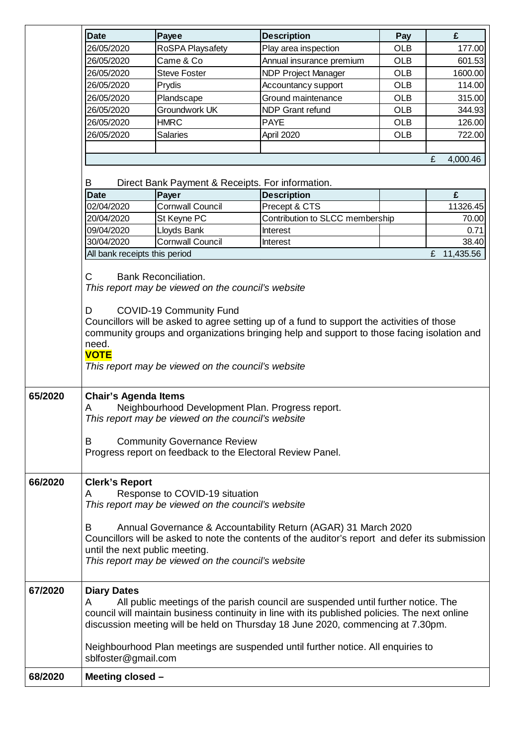| Date | Payee | Description | Pay | £ |
|---|---|---|---|---|
| 26/05/2020 | RoSPA Playsafety | Play area inspection | OLB | 177.00 |
| 26/05/2020 | Came & Co | Annual insurance premium | OLB | 601.53 |
| 26/05/2020 | Steve Foster | NDP Project Manager | OLB | 1600.00 |
| 26/05/2020 | Prydis | Accountancy support | OLB | 114.00 |
| 26/05/2020 | Plandscape | Ground maintenance | OLB | 315.00 |
| 26/05/2020 | Groundwork UK | NDP Grant refund | OLB | 344.93 |
| 26/05/2020 | HMRC | PAYE | OLB | 126.00 |
| 26/05/2020 | Salaries | April 2020 | OLB | 722.00 |
| | | | | |
| | | | | £ 4,000.46 |

B Direct Bank Payment & Receipts. For information.

| Date | Payer | Description | | £ |
|---|---|---|---|---|
| 02/04/2020 | Cornwall Council | Precept & CTS | | 11326.45 |
| 20/04/2020 | St Keyne PC | Contribution to SLCC membership | | 70.00 |
| 09/04/2020 | Lloyds Bank | Interest | | 0.71 |
| 30/04/2020 | Cornwall Council | Interest | | 38.40 |
| All bank receipts this period | | | | £ 11,435.56 |

C Bank Reconciliation.

*This report may be viewed on the council's website*

D COVID-19 Community Fund

Councillors will be asked to agree setting up of a fund to support the activities of those community groups and organizations bringing help and support to those facing isolation and need.

**VOTE**

*This report may be viewed on the council's website*

**65/2020 Chair's Agenda Items**

A Neighbourhood Development Plan. Progress report.

*This report may be viewed on the council's website*

B Community Governance Review

Progress report on feedback to the Electoral Review Panel.

**66/2020 Clerk's Report**

A Response to COVID-19 situation

*This report may be viewed on the council's website*

B Annual Governance & Accountability Return (AGAR) 31 March 2020

Councillors will be asked to note the contents of the auditor's report and defer its submission until the next public meeting.

*This report may be viewed on the council's website*

**67/2020 Diary Dates**

A All public meetings of the parish council are suspended until further notice. The council will maintain business continuity in line with its published policies. The next online discussion meeting will be held on Thursday 18 June 2020, commencing at 7.30pm.

Neighbourhood Plan meetings are suspended until further notice. All enquiries to sblfoster@gmail.com

**68/2020 Meeting closed –**